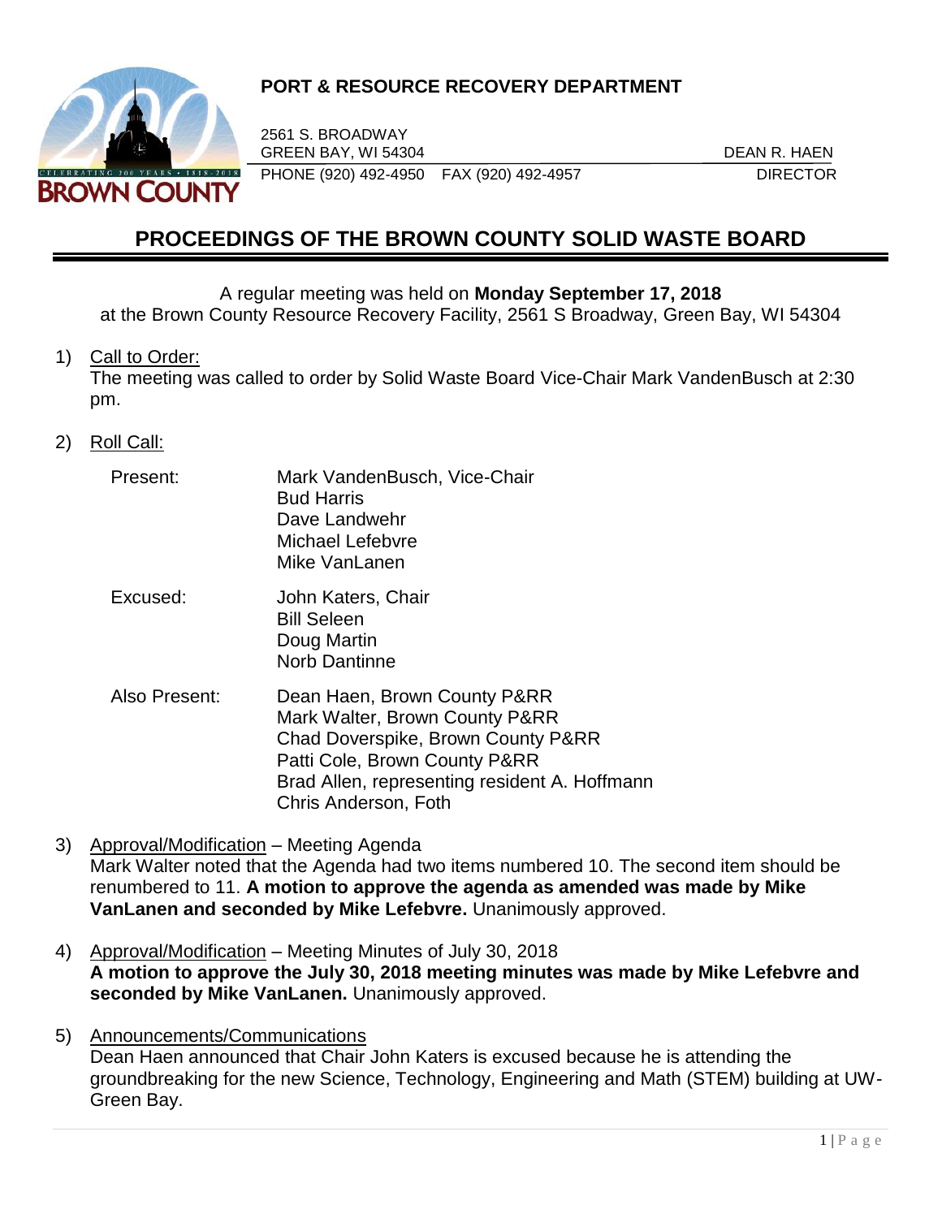**PORT & RESOURCE RECOVERY DEPARTMENT**

2561 S. BROADWAY
GREEN BAY, WI 54304
PHONE (920) 492-4950 FAX (920) 492-4957

DEAN R. HAEN
DIRECTOR

# PROCEEDINGS OF THE BROWN COUNTY SOLID WASTE BOARD

A regular meeting was held on **Monday September 17, 2018**
at the Brown County Resource Recovery Facility, 2561 S Broadway, Green Bay, WI 54304

1) Call to Order:
The meeting was called to order by Solid Waste Board Vice-Chair Mark VandenBusch at 2:30 pm.

2) Roll Call:

| | |
|---|---|
| Present: | Mark VandenBusch, Vice-Chair<br>Bud Harris<br>Dave Landwehr<br>Michael Lefebvre<br>Mike VanLanen |
| Excused: | John Katers, Chair<br>Bill Seleen<br>Doug Martin<br>Norb Dantinne |
| Also Present: | Dean Haen, Brown County P&RR<br>Mark Walter, Brown County P&RR<br>Chad Doverspike, Brown County P&RR<br>Patti Cole, Brown County P&RR<br>Brad Allen, representing resident A. Hoffmann<br>Chris Anderson, Foth |

3) Approval/Modification – Meeting Agenda
Mark Walter noted that the Agenda had two items numbered 10. The second item should be renumbered to 11. **A motion to approve the agenda as amended was made by Mike VanLanen and seconded by Mike Lefebvre.** Unanimously approved.

4) Approval/Modification – Meeting Minutes of July 30, 2018
**A motion to approve the July 30, 2018 meeting minutes was made by Mike Lefebvre and seconded by Mike VanLanen.** Unanimously approved.

5) Announcements/Communications
Dean Haen announced that Chair John Katers is excused because he is attending the groundbreaking for the new Science, Technology, Engineering and Math (STEM) building at UW-Green Bay.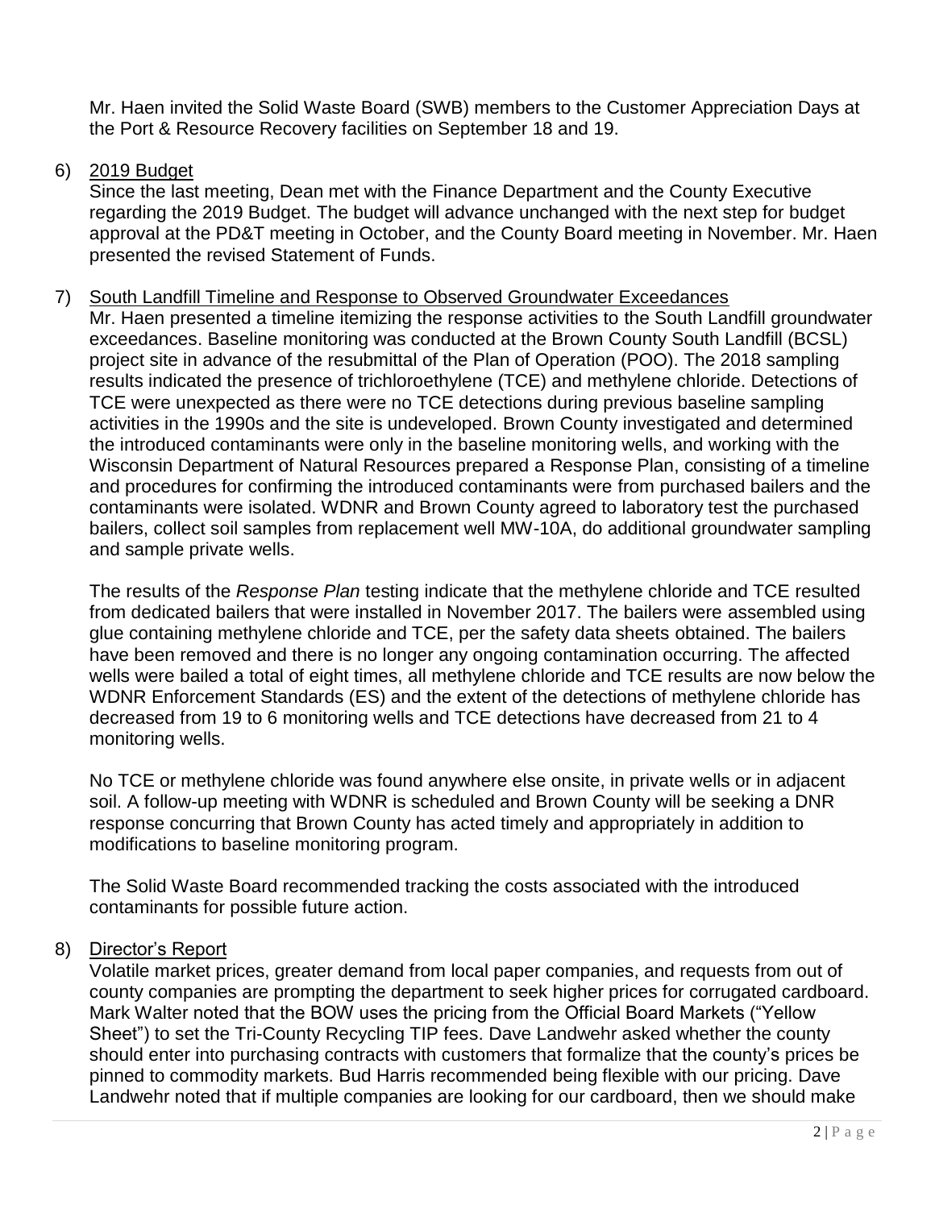Mr. Haen invited the Solid Waste Board (SWB) members to the Customer Appreciation Days at the Port & Resource Recovery facilities on September 18 and 19.

6) <u>2019 Budget</u>

Since the last meeting, Dean met with the Finance Department and the County Executive regarding the 2019 Budget. The budget will advance unchanged with the next step for budget approval at the PD&T meeting in October, and the County Board meeting in November. Mr. Haen presented the revised Statement of Funds.

7) <u>South Landfill Timeline and Response to Observed Groundwater Exceedances</u>

Mr. Haen presented a timeline itemizing the response activities to the South Landfill groundwater exceedances. Baseline monitoring was conducted at the Brown County South Landfill (BCSL) project site in advance of the resubmittal of the Plan of Operation (POO). The 2018 sampling results indicated the presence of trichloroethylene (TCE) and methylene chloride. Detections of TCE were unexpected as there were no TCE detections during previous baseline sampling activities in the 1990s and the site is undeveloped. Brown County investigated and determined the introduced contaminants were only in the baseline monitoring wells, and working with the Wisconsin Department of Natural Resources prepared a Response Plan, consisting of a timeline and procedures for confirming the introduced contaminants were from purchased bailers and the contaminants were isolated. WDNR and Brown County agreed to laboratory test the purchased bailers, collect soil samples from replacement well MW-10A, do additional groundwater sampling and sample private wells.

The results of the *Response Plan* testing indicate that the methylene chloride and TCE resulted from dedicated bailers that were installed in November 2017. The bailers were assembled using glue containing methylene chloride and TCE, per the safety data sheets obtained. The bailers have been removed and there is no longer any ongoing contamination occurring. The affected wells were bailed a total of eight times, all methylene chloride and TCE results are now below the WDNR Enforcement Standards (ES) and the extent of the detections of methylene chloride has decreased from 19 to 6 monitoring wells and TCE detections have decreased from 21 to 4 monitoring wells.

No TCE or methylene chloride was found anywhere else onsite, in private wells or in adjacent soil. A follow-up meeting with WDNR is scheduled and Brown County will be seeking a DNR response concurring that Brown County has acted timely and appropriately in addition to modifications to baseline monitoring program.

The Solid Waste Board recommended tracking the costs associated with the introduced contaminants for possible future action.

8) <u>Director's Report</u>

Volatile market prices, greater demand from local paper companies, and requests from out of county companies are prompting the department to seek higher prices for corrugated cardboard. Mark Walter noted that the BOW uses the pricing from the Official Board Markets ("Yellow Sheet") to set the Tri-County Recycling TIP fees. Dave Landwehr asked whether the county should enter into purchasing contracts with customers that formalize that the county's prices be pinned to commodity markets. Bud Harris recommended being flexible with our pricing. Dave Landwehr noted that if multiple companies are looking for our cardboard, then we should make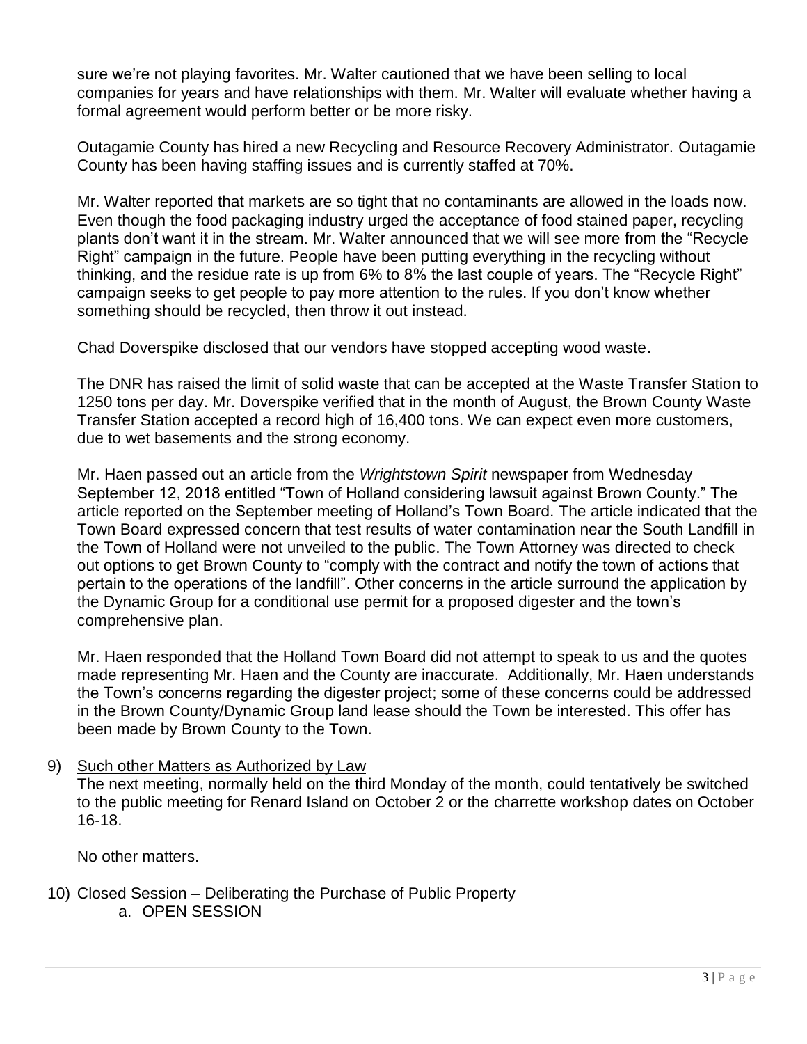sure we're not playing favorites. Mr. Walter cautioned that we have been selling to local companies for years and have relationships with them. Mr. Walter will evaluate whether having a formal agreement would perform better or be more risky.

Outagamie County has hired a new Recycling and Resource Recovery Administrator. Outagamie County has been having staffing issues and is currently staffed at 70%.

Mr. Walter reported that markets are so tight that no contaminants are allowed in the loads now. Even though the food packaging industry urged the acceptance of food stained paper, recycling plants don't want it in the stream. Mr. Walter announced that we will see more from the "Recycle Right" campaign in the future. People have been putting everything in the recycling without thinking, and the residue rate is up from 6% to 8% the last couple of years. The "Recycle Right" campaign seeks to get people to pay more attention to the rules. If you don't know whether something should be recycled, then throw it out instead.

Chad Doverspike disclosed that our vendors have stopped accepting wood waste.

The DNR has raised the limit of solid waste that can be accepted at the Waste Transfer Station to 1250 tons per day. Mr. Doverspike verified that in the month of August, the Brown County Waste Transfer Station accepted a record high of 16,400 tons. We can expect even more customers, due to wet basements and the strong economy.

Mr. Haen passed out an article from the *Wrightstown Spirit* newspaper from Wednesday September 12, 2018 entitled "Town of Holland considering lawsuit against Brown County." The article reported on the September meeting of Holland's Town Board. The article indicated that the Town Board expressed concern that test results of water contamination near the South Landfill in the Town of Holland were not unveiled to the public. The Town Attorney was directed to check out options to get Brown County to "comply with the contract and notify the town of actions that pertain to the operations of the landfill". Other concerns in the article surround the application by the Dynamic Group for a conditional use permit for a proposed digester and the town's comprehensive plan.

Mr. Haen responded that the Holland Town Board did not attempt to speak to us and the quotes made representing Mr. Haen and the County are inaccurate. Additionally, Mr. Haen understands the Town's concerns regarding the digester project; some of these concerns could be addressed in the Brown County/Dynamic Group land lease should the Town be interested. This offer has been made by Brown County to the Town.

9) Such other Matters as Authorized by Law

   The next meeting, normally held on the third Monday of the month, could tentatively be switched to the public meeting for Renard Island on October 2 or the charrette workshop dates on October 16-18.

   No other matters.

10) Closed Session – Deliberating the Purchase of Public Property
    a. OPEN SESSION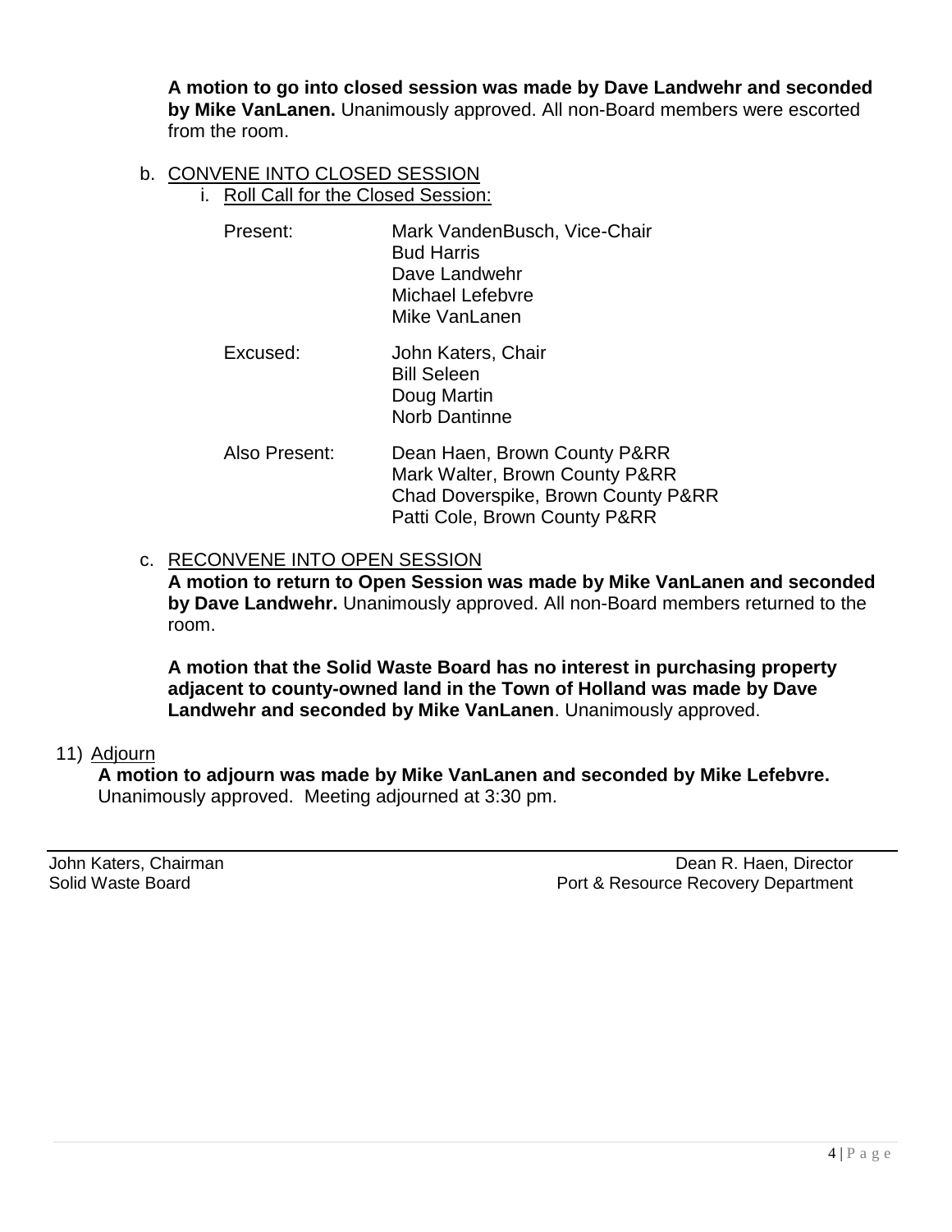**A motion to go into closed session was made by Dave Landwehr and seconded by Mike VanLanen.** Unanimously approved. All non-Board members were escorted from the room.

b. CONVENE INTO CLOSED SESSION

i. Roll Call for the Closed Session:

| | |
|---|---|
| Present: | Mark VandenBusch, Vice-Chair<br>Bud Harris<br>Dave Landwehr<br>Michael Lefebvre<br>Mike VanLanen |
| Excused: | John Katers, Chair<br>Bill Seleen<br>Doug Martin<br>Norb Dantinne |
| Also Present: | Dean Haen, Brown County P&RR<br>Mark Walter, Brown County P&RR<br>Chad Doverspike, Brown County P&RR<br>Patti Cole, Brown County P&RR |

c. RECONVENE INTO OPEN SESSION

**A motion to return to Open Session was made by Mike VanLanen and seconded by Dave Landwehr.** Unanimously approved. All non-Board members returned to the room.

**A motion that the Solid Waste Board has no interest in purchasing property adjacent to county-owned land in the Town of Holland was made by Dave Landwehr and seconded by Mike VanLanen**. Unanimously approved.

11) Adjourn

**A motion to adjourn was made by Mike VanLanen and seconded by Mike Lefebvre.** Unanimously approved. Meeting adjourned at 3:30 pm.

John Katers, Chairman
Solid Waste Board

Dean R. Haen, Director
Port & Resource Recovery Department